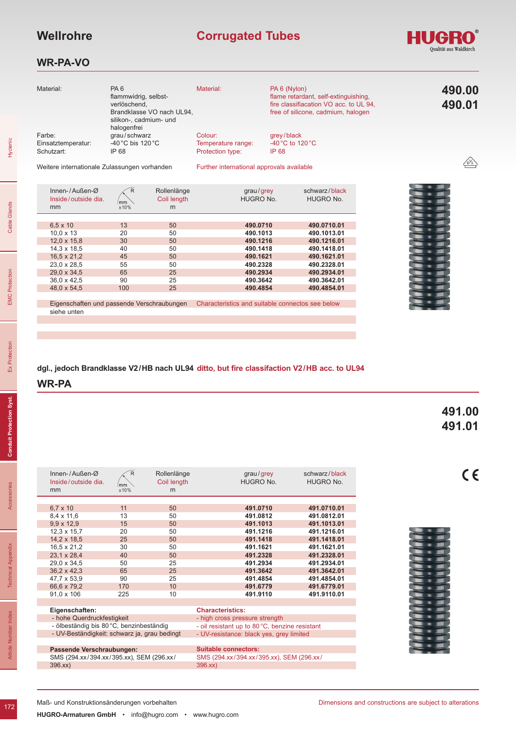# Wellrohre — Corrugated Tubes

## WR-PA-VO

**490.00**
**490.01**

| | | | |
|---|---|---|---|
| Material: | PA 6 flammwidrig, selbst-verlöschend, Brandklasse VO nach UL94, silikon-, cadmium- und halogenfrei | Material: | PA 6 (Nylon) flame retardant, self-extinguishing, fire classifiacation VO acc. to UL 94, free of silicone, cadmium, halogen |
| Farbe: | grau / schwarz | Colour: | grey / black |
| Einsatztemperatur: | -40 °C bis 120 °C | Temperature range: | -40 °C to 120 °C |
| Schutzart: | IP 68 | Protection type: | IP 68 |

Weitere internationale Zulassungen vorhanden — Further international approvals available

| Innen- / Außen-Ø Inside / outside dia. mm | R mm ±10 % | Rollenlänge Coil length m | grau / grey HUGRO No. | schwarz / black HUGRO No. |
|---|---|---|---|---|
| 6,5 x 10 | 13 | 50 | **490.0710** | **490.0710.01** |
| 10,0 x 13 | 20 | 50 | **490.1013** | **490.1013.01** |
| 12,0 x 15,8 | 30 | 50 | **490.1216** | **490.1216.01** |
| 14,3 x 18,5 | 40 | 50 | **490.1418** | **490.1418.01** |
| 16,5 x 21,2 | 45 | 50 | **490.1621** | **490.1621.01** |
| 23,0 x 28,5 | 55 | 50 | **490.2328** | **490.2328.01** |
| 29,0 x 34,5 | 65 | 25 | **490.2934** | **490.2934.01** |
| 36,0 x 42,5 | 90 | 25 | **490.3642** | **490.3642.01** |
| 48,0 x 54,5 | 100 | 25 | **490.4854** | **490.4854.01** |

Eigenschaften und passende Verschraubungen siehe unten — Characteristics and suitable connectos see below

**dgl., jedoch Brandklasse V2 / HB nach UL94** — **ditto, but fire classifaction V2 / HB acc. to UL94**

## WR-PA

**491.00**
**491.01**

| Innen- / Außen-Ø Inside / outside dia. mm | R mm ±10 % | Rollenlänge Coil length m | grau / grey HUGRO No. | schwarz / black HUGRO No. |
|---|---|---|---|---|
| 6,7 x 10 | 11 | 50 | **491.0710** | **491.0710.01** |
| 8,4 x 11,6 | 13 | 50 | **491.0812** | **491.0812.01** |
| 9,9 x 12,9 | 15 | 50 | **491.1013** | **491.1013.01** |
| 12,3 x 15,7 | 20 | 50 | **491.1216** | **491.1216.01** |
| 14,2 x 18,5 | 25 | 50 | **491.1418** | **491.1418.01** |
| 16,5 x 21,2 | 30 | 50 | **491.1621** | **491.1621.01** |
| 23,1 x 28,4 | 40 | 50 | **491.2328** | **491.2328.01** |
| 29,0 x 34,5 | 50 | 25 | **491.2934** | **491.2934.01** |
| 36,2 x 42,3 | 65 | 25 | **491.3642** | **491.3642.01** |
| 47,7 x 53,9 | 90 | 25 | **491.4854** | **491.4854.01** |
| 66,6 x 79,2 | 170 | 10 | **491.6779** | **491.6779.01** |
| 91,0 x 106 | 225 | 10 | **491.9110** | **491.9110.01** |

**Eigenschaften:**
- hohe Querdruckfestigkeit
- ölbeständig bis 80 °C, benzinbeständig
- UV-Beständigkeit: schwarz ja, grau bedingt

**Characteristics:**
- high cross pressure strength
- oil resistant up to 80 °C, benzine resistant
- UV-resistance: black yes, grey limited

**Passende Verschraubungen:**
SMS (294.xx / 394.xx / 395.xx), SEM (296.xx / 396.xx)

**Suitable connectors:**
SMS (294.xx / 394.xx / 395.xx), SEM (296.xx / 396.xx)

Maß- und Konstruktionsänderungen vorbehalten — Dimensions and constructions are subject to alterations

**HUGRO-Armaturen GmbH** • info@hugro.com • www.hugro.com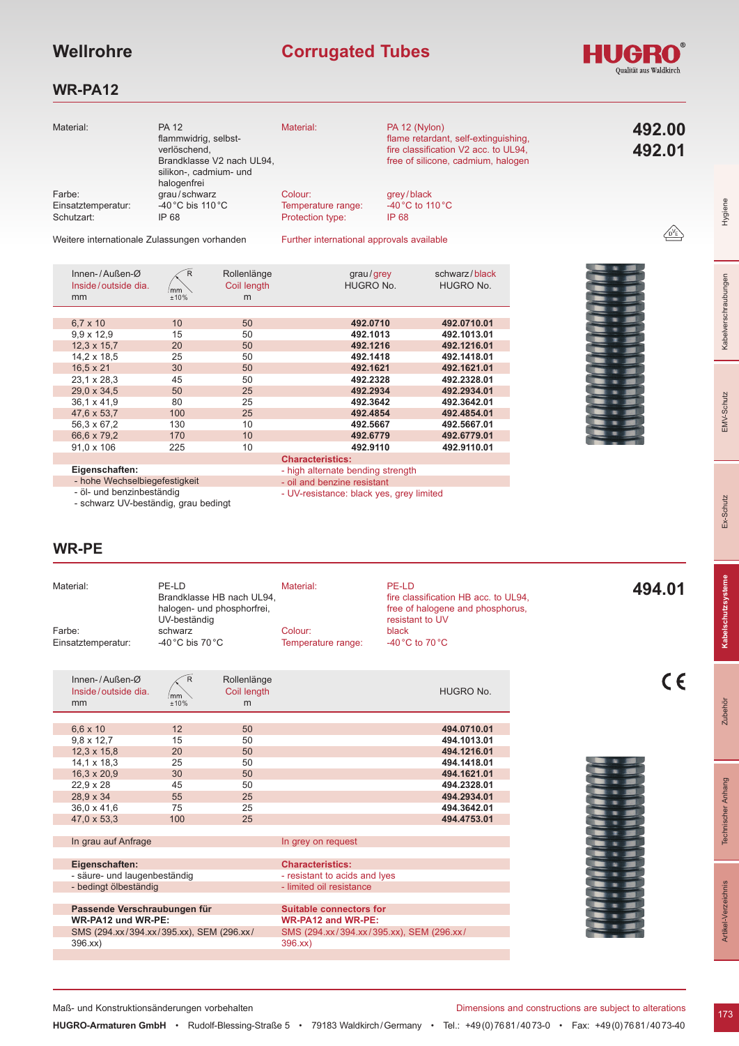# Wellrohre | Corrugated Tubes

HUGRO® Qualität aus Waldkirch

## WR-PA12

**492.00**
**492.01**

| | | | |
|---|---|---|---|
| Material: | PA 12 flammwidrig, selbstverlöschend, Brandklasse V2 nach UL94, silikon-, cadmium- und halogenfrei | Material: | PA 12 (Nylon) flame retardant, self-extinguishing, fire classification V2 acc. to UL94, free of silicone, cadmium, halogen |
| Farbe: | grau / schwarz | Colour: | grey / black |
| Einsatztemperatur: | -40 °C bis 110 °C | Temperature range: | -40 °C to 110 °C |
| Schutzart: | IP 68 | Protection type: | IP 68 |

Weitere internationale Zulassungen vorhanden | Further international approvals available

| Innen- / Außen-Ø Inside / outside dia. mm | R mm ±10% | Rollenlänge Coil length m | grau / grey HUGRO No. | schwarz / black HUGRO No. |
|---|---|---|---|---|
| 6,7 x 10 | 10 | 50 | **492.0710** | **492.0710.01** |
| 9,9 x 12,9 | 15 | 50 | **492.1013** | **492.1013.01** |
| 12,3 x 15,7 | 20 | 50 | **492.1216** | **492.1216.01** |
| 14,2 x 18,5 | 25 | 50 | **492.1418** | **492.1418.01** |
| 16,5 x 21 | 30 | 50 | **492.1621** | **492.1621.01** |
| 23,1 x 28,3 | 45 | 50 | **492.2328** | **492.2328.01** |
| 29,0 x 34,5 | 50 | 25 | **492.2934** | **492.2934.01** |
| 36,1 x 41,9 | 80 | 25 | **492.3642** | **492.3642.01** |
| 47,6 x 53,7 | 100 | 25 | **492.4854** | **492.4854.01** |
| 56,3 x 67,2 | 130 | 10 | **492.5667** | **492.5667.01** |
| 66,6 x 79,2 | 170 | 10 | **492.6779** | **492.6779.01** |
| 91,0 x 106 | 225 | 10 | **492.9110** | **492.9110.01** |

**Eigenschaften:**
- hohe Wechselbiegefestigkeit
- öl- und benzinbeständig
- schwarz UV-beständig, grau bedingt

**Characteristics:**
- high alternate bending strength
- oil and benzine resistant
- UV-resistance: black yes, grey limited

## WR-PE

**494.01**

| | | | |
|---|---|---|---|
| Material: | PE-LD Brandklasse HB nach UL94, halogen- und phosphorfrei, UV-beständig | Material: | PE-LD fire classification HB acc. to UL94, free of halogene and phosphorus, resistant to UV |
| Farbe: | schwarz | Colour: | black |
| Einsatztemperatur: | -40 °C bis 70 °C | Temperature range: | -40 °C to 70 °C |

CE

| Innen- / Außen-Ø Inside / outside dia. mm | R mm ±10% | Rollenlänge Coil length m | HUGRO No. |
|---|---|---|---|
| 6,6 x 10 | 12 | 50 | **494.0710.01** |
| 9,8 x 12,7 | 15 | 50 | **494.1013.01** |
| 12,3 x 15,8 | 20 | 50 | **494.1216.01** |
| 14,1 x 18,3 | 25 | 50 | **494.1418.01** |
| 16,3 x 20,9 | 30 | 50 | **494.1621.01** |
| 22,9 x 28 | 45 | 50 | **494.2328.01** |
| 28,9 x 34 | 55 | 25 | **494.2934.01** |
| 36,0 x 41,6 | 75 | 25 | **494.3642.01** |
| 47,0 x 53,3 | 100 | 25 | **494.4753.01** |

In grau auf Anfrage | In grey on request

**Eigenschaften:**
- säure- und laugenbeständig
- bedingt ölbeständig

**Characteristics:**
- resistant to acids and lyes
- limited oil resistance

**Passende Verschraubungen für WR-PA12 und WR-PE:**
SMS (294.xx / 394.xx / 395.xx), SEM (296.xx / 396.xx)

**Suitable connectors for WR-PA12 and WR-PE:**
SMS (294.xx / 394.xx / 395.xx), SEM (296.xx / 396.xx)

Maß- und Konstruktionsänderungen vorbehalten | Dimensions and constructions are subject to alterations

**HUGRO-Armaturen GmbH** • Rudolf-Blessing-Straße 5 • 79183 Waldkirch / Germany • Tel.: +49 (0) 7681 / 4073-0 • Fax: +49 (0) 7681 / 4073-40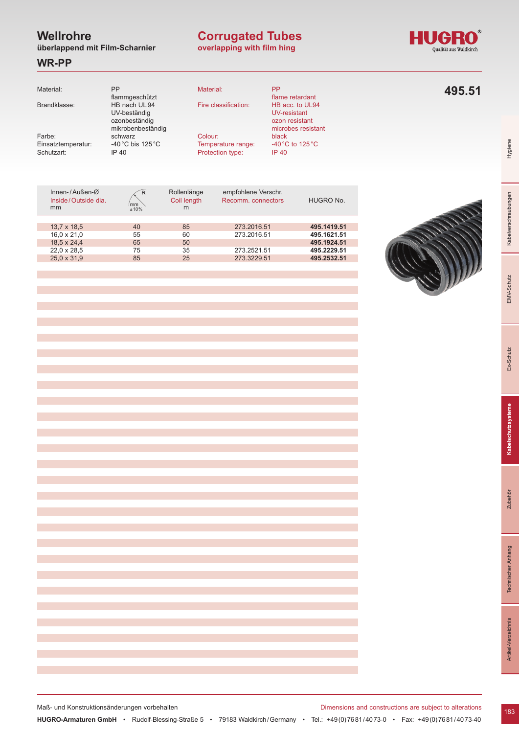# Wellrohre

**überlappend mit Film-Scharnier**

# Corrugated Tubes

**overlapping with film hing**

## WR-PP

**495.51**

| | | | |
|---|---|---|---|
| Material: | PP<br>flammgeschützt | Material: | PP<br>flame retardant |
| Brandklasse: | HB nach UL 94<br>UV-beständig<br>ozonbeständig<br>mikrobenbeständig | Fire classification: | HB acc. to UL94<br>UV-resistant<br>ozon resistant<br>microbes resistant |
| Farbe: | schwarz | Colour: | black |
| Einsatztemperatur: | -40 °C bis 125 °C | Temperature range: | -40 °C to 125 °C |
| Schutzart: | IP 40 | Protection type: | IP 40 |

| Innen-/Außen-Ø<br>Inside/Outside dia.<br>mm | R<br>mm<br>±10% | Rollenlänge<br>Coil length<br>m | empfohlene Verschr.<br>Recomm. connectors | HUGRO No. |
|---|---|---|---|---|
| 13,7 x 18,5 | 40 | 85 | 273.2016.51 | **495.1419.51** |
| 16,0 x 21,0 | 55 | 60 | 273.2016.51 | **495.1621.51** |
| 18,5 x 24,4 | 65 | 50 | | **495.1924.51** |
| 22,0 x 28,5 | 75 | 35 | 273.2521.51 | **495.2229.51** |
| 25,0 x 31,9 | 85 | 25 | 273.3229.51 | **495.2532.51** |

Maß- und Konstruktionsänderungen vorbehalten

Dimensions and constructions are subject to alterations

**HUGRO-Armaturen GmbH** • Rudolf-Blessing-Straße 5 • 79183 Waldkirch/Germany • Tel.: +49(0)7681/4073-0 • Fax: +49(0)7681/4073-40